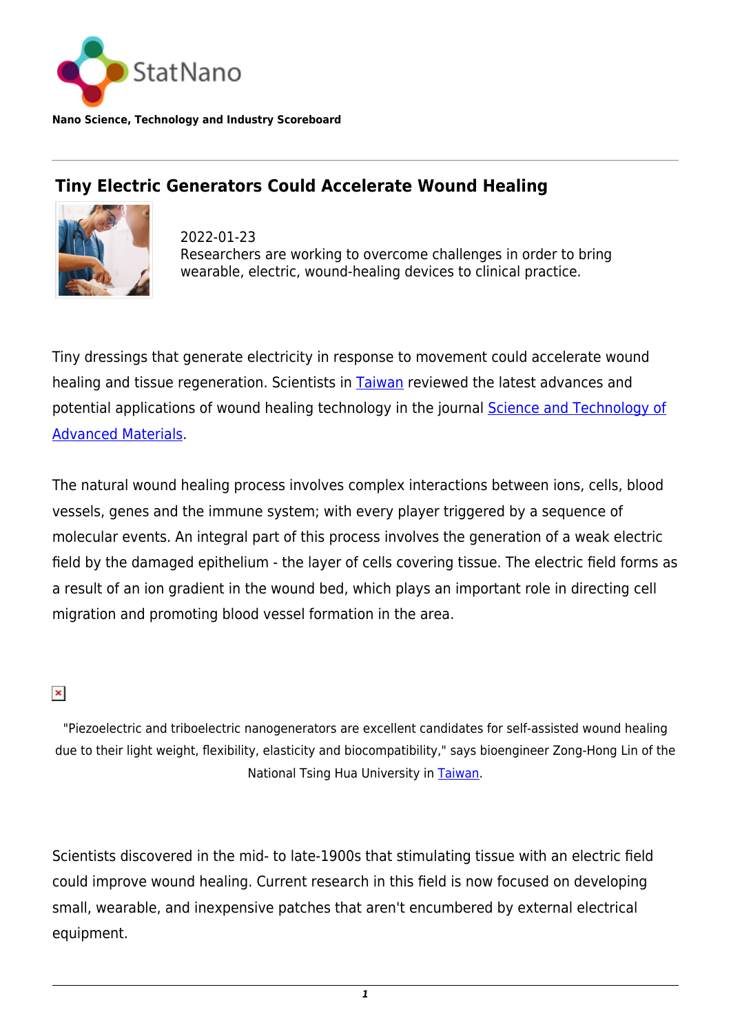StatNano

**Nano Science, Technology and Industry Scoreboard**

## Tiny Electric Generators Could Accelerate Wound Healing

2022-01-23
Researchers are working to overcome challenges in order to bring wearable, electric, wound-healing devices to clinical practice.

Tiny dressings that generate electricity in response to movement could accelerate wound healing and tissue regeneration. Scientists in Taiwan reviewed the latest advances and potential applications of wound healing technology in the journal Science and Technology of Advanced Materials.

The natural wound healing process involves complex interactions between ions, cells, blood vessels, genes and the immune system; with every player triggered by a sequence of molecular events. An integral part of this process involves the generation of a weak electric field by the damaged epithelium - the layer of cells covering tissue. The electric field forms as a result of an ion gradient in the wound bed, which plays an important role in directing cell migration and promoting blood vessel formation in the area.

"Piezoelectric and triboelectric nanogenerators are excellent candidates for self-assisted wound healing due to their light weight, flexibility, elasticity and biocompatibility," says bioengineer Zong-Hong Lin of the National Tsing Hua University in Taiwan.

Scientists discovered in the mid- to late-1900s that stimulating tissue with an electric field could improve wound healing. Current research in this field is now focused on developing small, wearable, and inexpensive patches that aren't encumbered by external electrical equipment.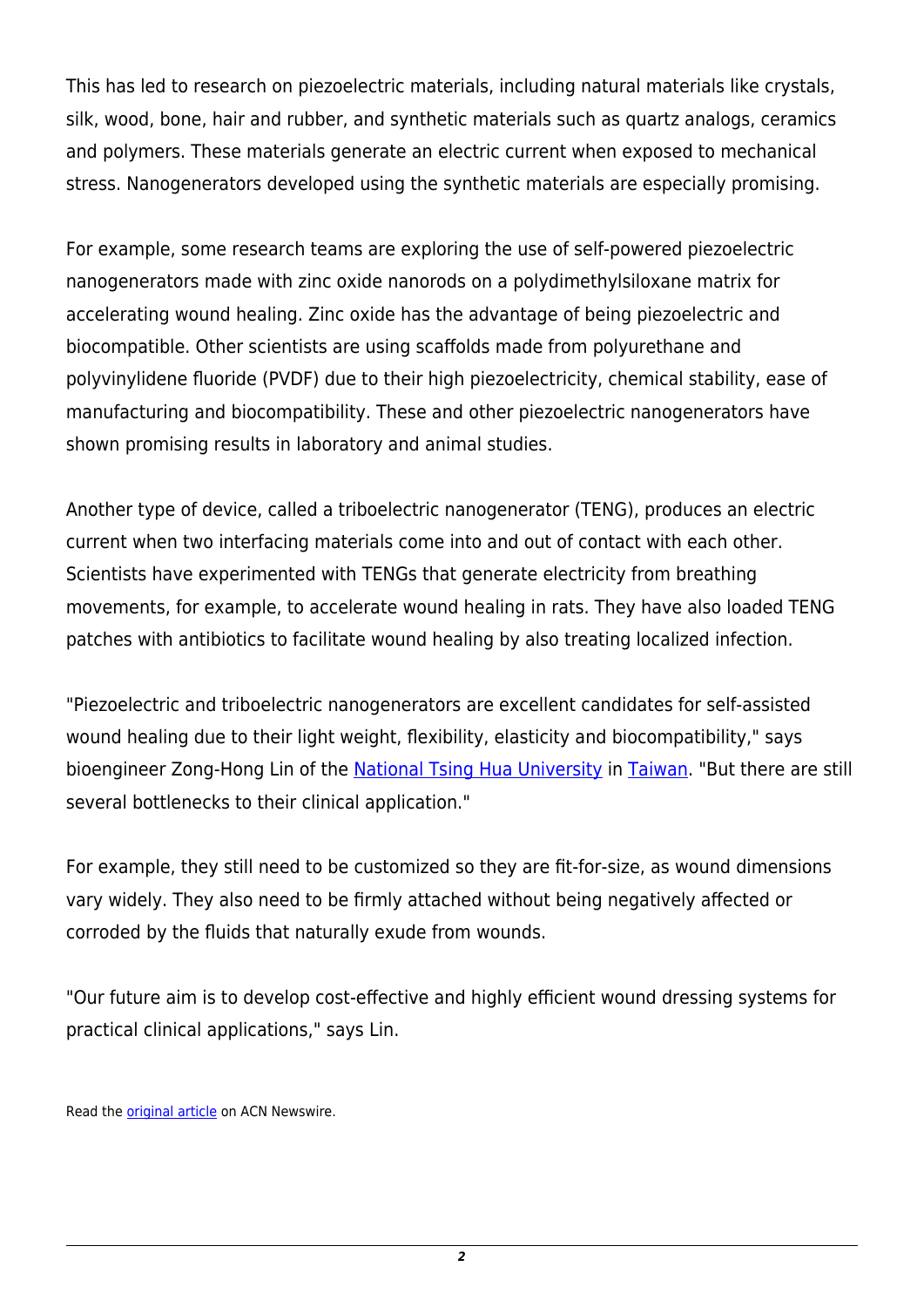This has led to research on piezoelectric materials, including natural materials like crystals, silk, wood, bone, hair and rubber, and synthetic materials such as quartz analogs, ceramics and polymers. These materials generate an electric current when exposed to mechanical stress. Nanogenerators developed using the synthetic materials are especially promising.

For example, some research teams are exploring the use of self-powered piezoelectric nanogenerators made with zinc oxide nanorods on a polydimethylsiloxane matrix for accelerating wound healing. Zinc oxide has the advantage of being piezoelectric and biocompatible. Other scientists are using scaffolds made from polyurethane and polyvinylidene fluoride (PVDF) due to their high piezoelectricity, chemical stability, ease of manufacturing and biocompatibility. These and other piezoelectric nanogenerators have shown promising results in laboratory and animal studies.

Another type of device, called a triboelectric nanogenerator (TENG), produces an electric current when two interfacing materials come into and out of contact with each other. Scientists have experimented with TENGs that generate electricity from breathing movements, for example, to accelerate wound healing in rats. They have also loaded TENG patches with antibiotics to facilitate wound healing by also treating localized infection.

"Piezoelectric and triboelectric nanogenerators are excellent candidates for self-assisted wound healing due to their light weight, flexibility, elasticity and biocompatibility," says bioengineer Zong-Hong Lin of the National Tsing Hua University in Taiwan. "But there are still several bottlenecks to their clinical application."

For example, they still need to be customized so they are fit-for-size, as wound dimensions vary widely. They also need to be firmly attached without being negatively affected or corroded by the fluids that naturally exude from wounds.

"Our future aim is to develop cost-effective and highly efficient wound dressing systems for practical clinical applications," says Lin.

Read the original article on ACN Newswire.